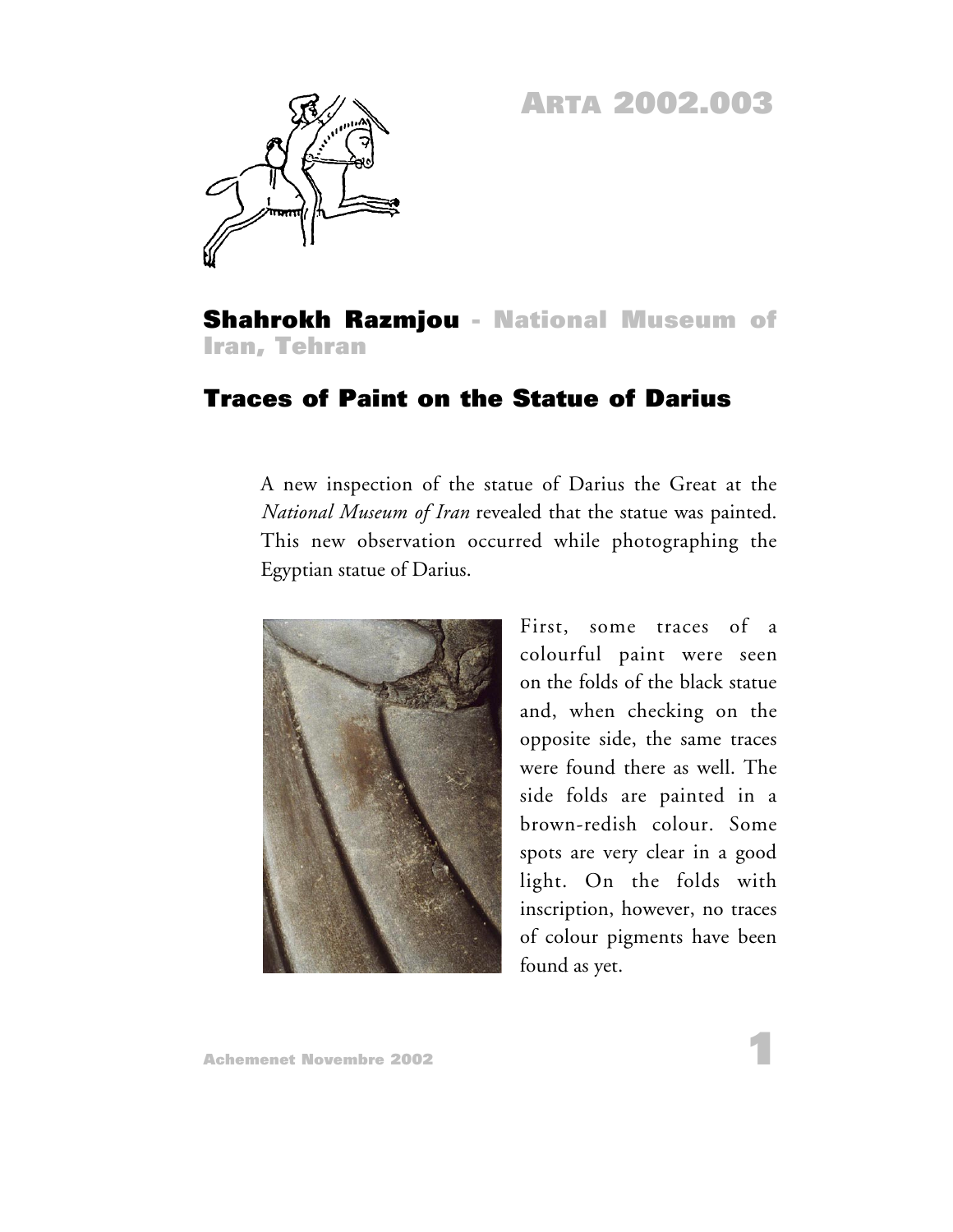# ARTA 2002.003

**Shahrokh Razmjou** - **National Museum of Iran, Tehran**

## Traces of Paint on the Statue of Darius

A new inspection of the statue of Darius the Great at the *National Museum of Iran* revealed that the statue was painted. This new observation occurred while photographing the Egyptian statue of Darius.

First, some traces of a colourful paint were seen on the folds of the black statue and, when checking on the opposite side, the same traces were found there as well. The side folds are painted in a brown-redish colour. Some spots are very clear in a good light. On the folds with inscription, however, no traces of colour pigments have been found as yet.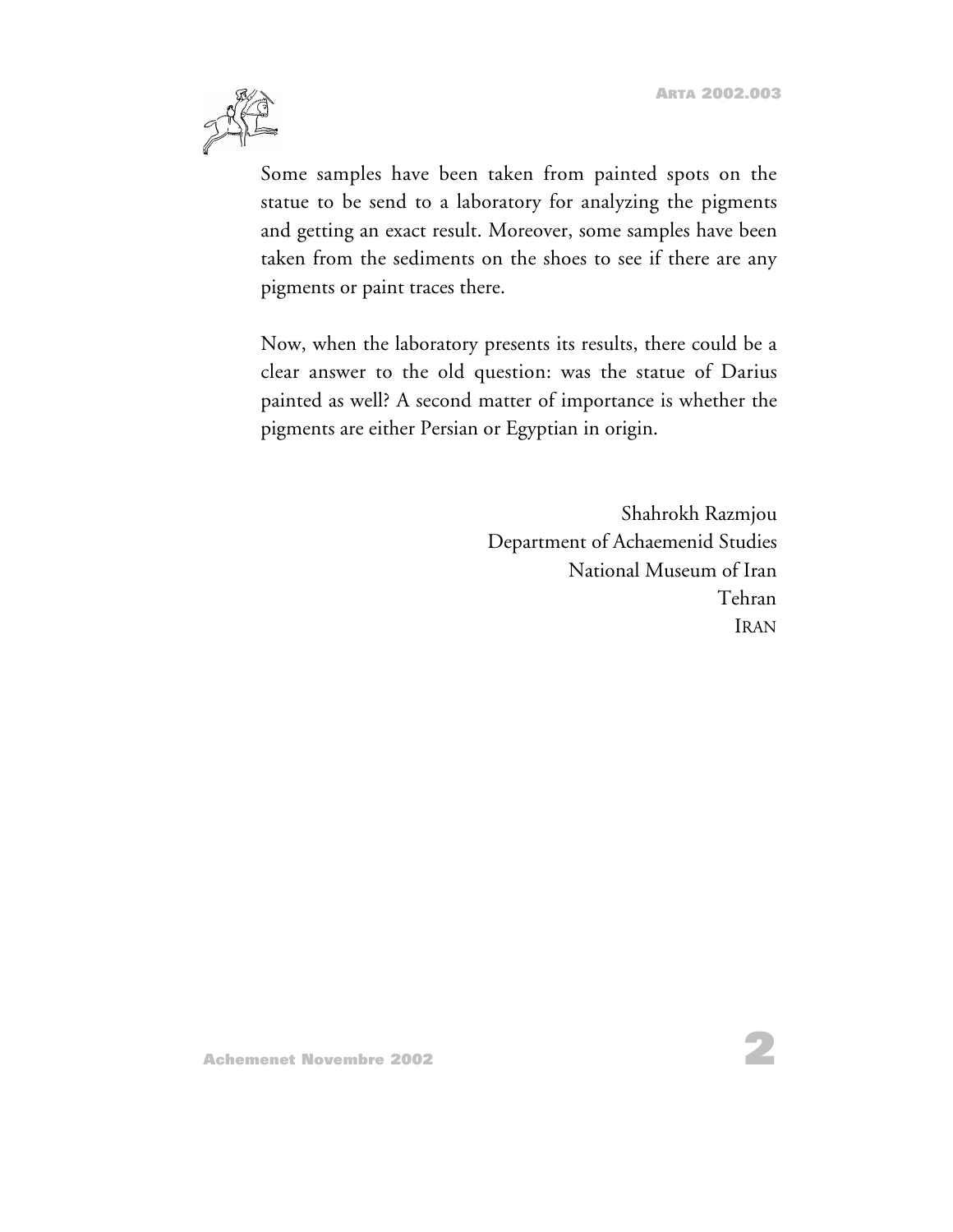Some samples have been taken from painted spots on the statue to be send to a laboratory for analyzing the pigments and getting an exact result. Moreover, some samples have been taken from the sediments on the shoes to see if there are any pigments or paint traces there.

Now, when the laboratory presents its results, there could be a clear answer to the old question: was the statue of Darius painted as well? A second matter of importance is whether the pigments are either Persian or Egyptian in origin.

Shahrokh Razmjou
Department of Achaemenid Studies
National Museum of Iran
Tehran
IRAN